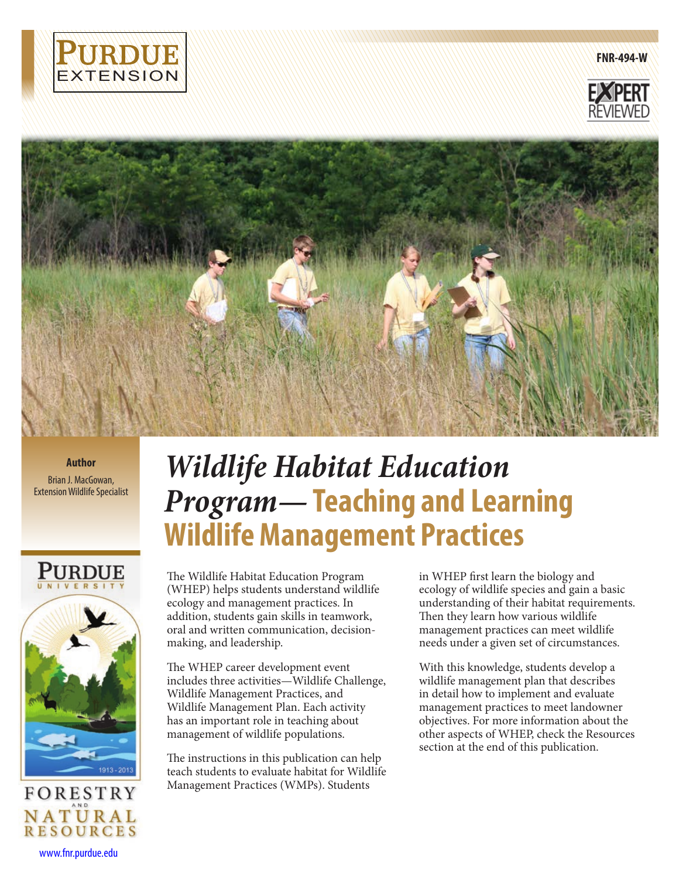Purdue Extension

FNR-494-W

EXPERT REVIEWED

**Author**

Brian J. MacGowan, Extension Wildlife Specialist

# *Wildlife Habitat Education Program*— Teaching and Learning Wildlife Management Practices

The Wildlife Habitat Education Program (WHEP) helps students understand wildlife ecology and management practices. In addition, students gain skills in teamwork, oral and written communication, decision-making, and leadership.

The WHEP career development event includes three activities—Wildlife Challenge, Wildlife Management Practices, and Wildlife Management Plan. Each activity has an important role in teaching about management of wildlife populations.

The instructions in this publication can help teach students to evaluate habitat for Wildlife Management Practices (WMPs). Students in WHEP first learn the biology and ecology of wildlife species and gain a basic understanding of their habitat requirements. Then they learn how various wildlife management practices can meet wildlife needs under a given set of circumstances.

With this knowledge, students develop a wildlife management plan that describes in detail how to implement and evaluate management practices to meet landowner objectives. For more information about the other aspects of WHEP, check the Resources section at the end of this publication.

Purdue University Forestry and Natural Resources 1913 - 2013

www.fnr.purdue.edu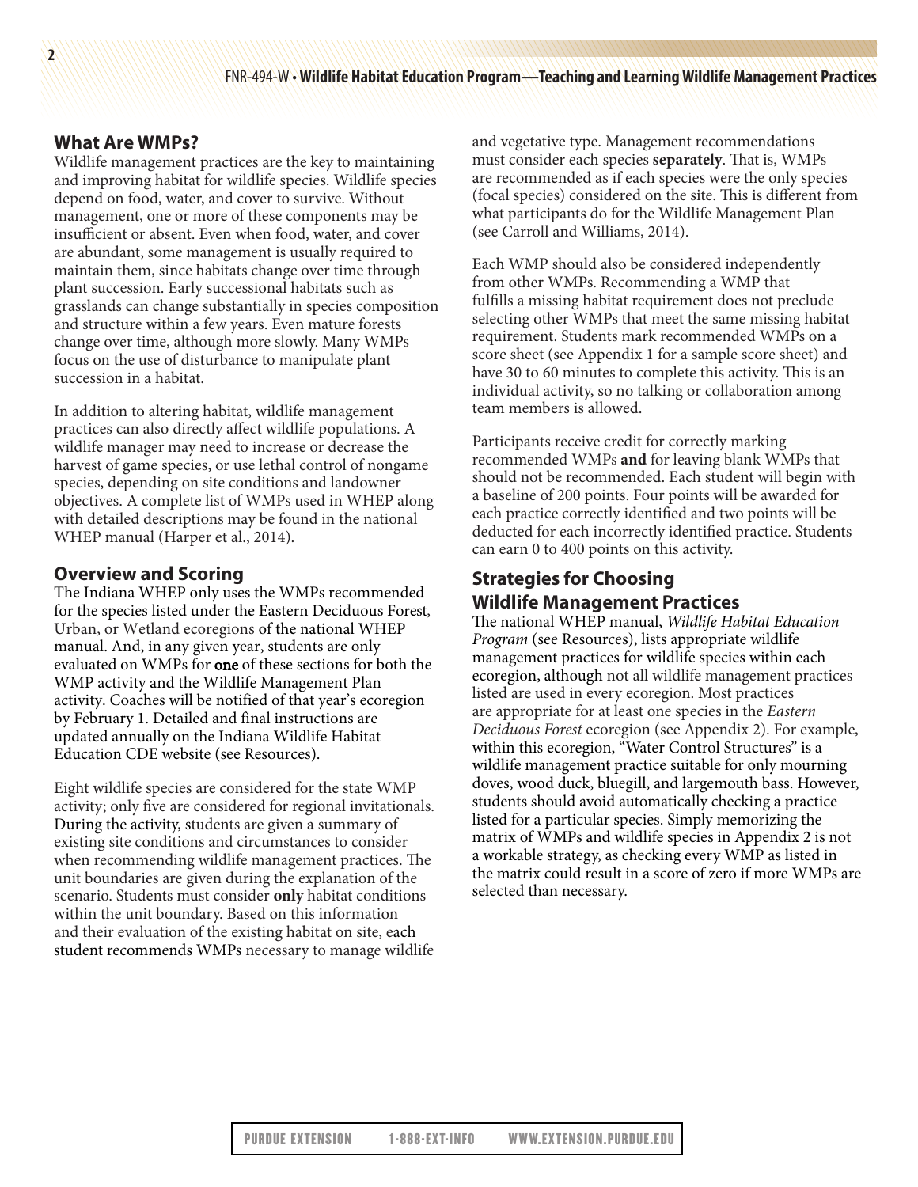## What Are WMPs?

Wildlife management practices are the key to maintaining and improving habitat for wildlife species. Wildlife species depend on food, water, and cover to survive. Without management, one or more of these components may be insufficient or absent. Even when food, water, and cover are abundant, some management is usually required to maintain them, since habitats change over time through plant succession. Early successional habitats such as grasslands can change substantially in species composition and structure within a few years. Even mature forests change over time, although more slowly. Many WMPs focus on the use of disturbance to manipulate plant succession in a habitat.

In addition to altering habitat, wildlife management practices can also directly affect wildlife populations. A wildlife manager may need to increase or decrease the harvest of game species, or use lethal control of nongame species, depending on site conditions and landowner objectives. A complete list of WMPs used in WHEP along with detailed descriptions may be found in the national WHEP manual (Harper et al., 2014).

## Overview and Scoring

The Indiana WHEP only uses the WMPs recommended for the species listed under the Eastern Deciduous Forest, Urban, or Wetland ecoregions of the national WHEP manual. And, in any given year, students are only evaluated on WMPs for **one** of these sections for both the WMP activity and the Wildlife Management Plan activity. Coaches will be notified of that year's ecoregion by February 1. Detailed and final instructions are updated annually on the Indiana Wildlife Habitat Education CDE website (see Resources).

Eight wildlife species are considered for the state WMP activity; only five are considered for regional invitationals. During the activity, students are given a summary of existing site conditions and circumstances to consider when recommending wildlife management practices. The unit boundaries are given during the explanation of the scenario. Students must consider **only** habitat conditions within the unit boundary. Based on this information and their evaluation of the existing habitat on site, each student recommends WMPs necessary to manage wildlife and vegetative type. Management recommendations must consider each species **separately**. That is, WMPs are recommended as if each species were the only species (focal species) considered on the site. This is different from what participants do for the Wildlife Management Plan (see Carroll and Williams, 2014).

Each WMP should also be considered independently from other WMPs. Recommending a WMP that fulfills a missing habitat requirement does not preclude selecting other WMPs that meet the same missing habitat requirement. Students mark recommended WMPs on a score sheet (see Appendix 1 for a sample score sheet) and have 30 to 60 minutes to complete this activity. This is an individual activity, so no talking or collaboration among team members is allowed.

Participants receive credit for correctly marking recommended WMPs **and** for leaving blank WMPs that should not be recommended. Each student will begin with a baseline of 200 points. Four points will be awarded for each practice correctly identified and two points will be deducted for each incorrectly identified practice. Students can earn 0 to 400 points on this activity.

## Strategies for Choosing Wildlife Management Practices

The national WHEP manual, *Wildlife Habitat Education Program* (see Resources), lists appropriate wildlife management practices for wildlife species within each ecoregion, although not all wildlife management practices listed are used in every ecoregion. Most practices are appropriate for at least one species in the *Eastern Deciduous Forest* ecoregion (see Appendix 2). For example, within this ecoregion, "Water Control Structures" is a wildlife management practice suitable for only mourning doves, wood duck, bluegill, and largemouth bass. However, students should avoid automatically checking a practice listed for a particular species. Simply memorizing the matrix of WMPs and wildlife species in Appendix 2 is not a workable strategy, as checking every WMP as listed in the matrix could result in a score of zero if more WMPs are selected than necessary.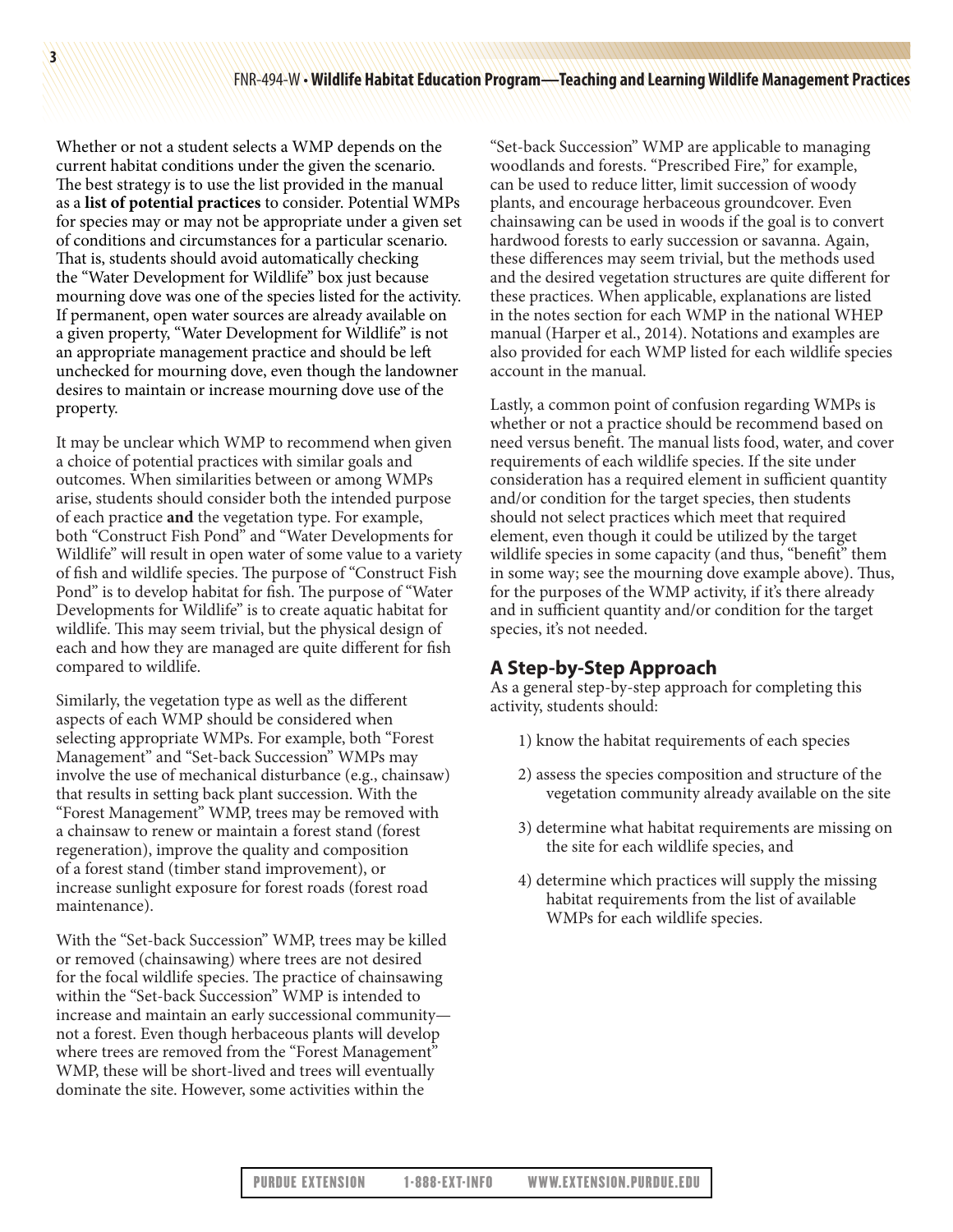Whether or not a student selects a WMP depends on the current habitat conditions under the given the scenario. The best strategy is to use the list provided in the manual as a **list of potential practices** to consider. Potential WMPs for species may or may not be appropriate under a given set of conditions and circumstances for a particular scenario. That is, students should avoid automatically checking the "Water Development for Wildlife" box just because mourning dove was one of the species listed for the activity. If permanent, open water sources are already available on a given property, "Water Development for Wildlife" is not an appropriate management practice and should be left unchecked for mourning dove, even though the landowner desires to maintain or increase mourning dove use of the property.

It may be unclear which WMP to recommend when given a choice of potential practices with similar goals and outcomes. When similarities between or among WMPs arise, students should consider both the intended purpose of each practice **and** the vegetation type. For example, both "Construct Fish Pond" and "Water Developments for Wildlife" will result in open water of some value to a variety of fish and wildlife species. The purpose of "Construct Fish Pond" is to develop habitat for fish. The purpose of "Water Developments for Wildlife" is to create aquatic habitat for wildlife. This may seem trivial, but the physical design of each and how they are managed are quite different for fish compared to wildlife.

Similarly, the vegetation type as well as the different aspects of each WMP should be considered when selecting appropriate WMPs. For example, both "Forest Management" and "Set-back Succession" WMPs may involve the use of mechanical disturbance (e.g., chainsaw) that results in setting back plant succession. With the "Forest Management" WMP, trees may be removed with a chainsaw to renew or maintain a forest stand (forest regeneration), improve the quality and composition of a forest stand (timber stand improvement), or increase sunlight exposure for forest roads (forest road maintenance).

With the "Set-back Succession" WMP, trees may be killed or removed (chainsawing) where trees are not desired for the focal wildlife species. The practice of chainsawing within the "Set-back Succession" WMP is intended to increase and maintain an early successional community—not a forest. Even though herbaceous plants will develop where trees are removed from the "Forest Management" WMP, these will be short-lived and trees will eventually dominate the site. However, some activities within the "Set-back Succession" WMP are applicable to managing woodlands and forests. "Prescribed Fire," for example, can be used to reduce litter, limit succession of woody plants, and encourage herbaceous groundcover. Even chainsawing can be used in woods if the goal is to convert hardwood forests to early succession or savanna. Again, these differences may seem trivial, but the methods used and the desired vegetation structures are quite different for these practices. When applicable, explanations are listed in the notes section for each WMP in the national WHEP manual (Harper et al., 2014). Notations and examples are also provided for each WMP listed for each wildlife species account in the manual.

Lastly, a common point of confusion regarding WMPs is whether or not a practice should be recommend based on need versus benefit. The manual lists food, water, and cover requirements of each wildlife species. If the site under consideration has a required element in sufficient quantity and/or condition for the target species, then students should not select practices which meet that required element, even though it could be utilized by the target wildlife species in some capacity (and thus, "benefit" them in some way; see the mourning dove example above). Thus, for the purposes of the WMP activity, if it's there already and in sufficient quantity and/or condition for the target species, it's not needed.

## A Step-by-Step Approach

As a general step-by-step approach for completing this activity, students should:

1) know the habitat requirements of each species
2) assess the species composition and structure of the vegetation community already available on the site
3) determine what habitat requirements are missing on the site for each wildlife species, and
4) determine which practices will supply the missing habitat requirements from the list of available WMPs for each wildlife species.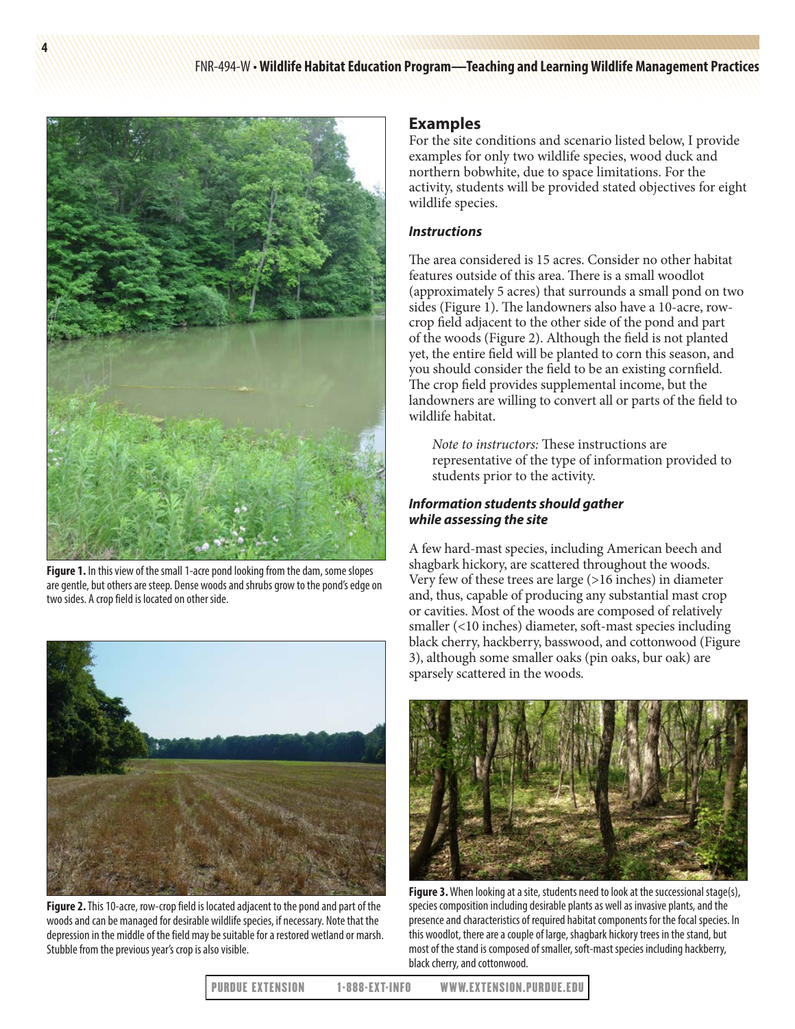Figure 1. In this view of the small 1-acre pond looking from the dam, some slopes are gentle, but others are steep. Dense woods and shrubs grow to the pond's edge on two sides. A crop field is located on other side.

Figure 2. This 10-acre, row-crop field is located adjacent to the pond and part of the woods and can be managed for desirable wildlife species, if necessary. Note that the depression in the middle of the field may be suitable for a restored wetland or marsh. Stubble from the previous year's crop is also visible.

## Examples

For the site conditions and scenario listed below, I provide examples for only two wildlife species, wood duck and northern bobwhite, due to space limitations. For the activity, students will be provided stated objectives for eight wildlife species.

### *Instructions*

The area considered is 15 acres. Consider no other habitat features outside of this area. There is a small woodlot (approximately 5 acres) that surrounds a small pond on two sides (Figure 1). The landowners also have a 10-acre, row-crop field adjacent to the other side of the pond and part of the woods (Figure 2). Although the field is not planted yet, the entire field will be planted to corn this season, and you should consider the field to be an existing cornfield. The crop field provides supplemental income, but the landowners are willing to convert all or parts of the field to wildlife habitat.

> *Note to instructors:* These instructions are representative of the type of information provided to students prior to the activity.

### *Information students should gather while assessing the site*

A few hard-mast species, including American beech and shagbark hickory, are scattered throughout the woods. Very few of these trees are large (>16 inches) in diameter and, thus, capable of producing any substantial mast crop or cavities. Most of the woods are composed of relatively smaller (<10 inches) diameter, soft-mast species including black cherry, hackberry, basswood, and cottonwood (Figure 3), although some smaller oaks (pin oaks, bur oak) are sparsely scattered in the woods.

Figure 3. When looking at a site, students need to look at the successional stage(s), species composition including desirable plants as well as invasive plants, and the presence and characteristics of required habitat components for the focal species. In this woodlot, there are a couple of large, shagbark hickory trees in the stand, but most of the stand is composed of smaller, soft-mast species including hackberry, black cherry, and cottonwood.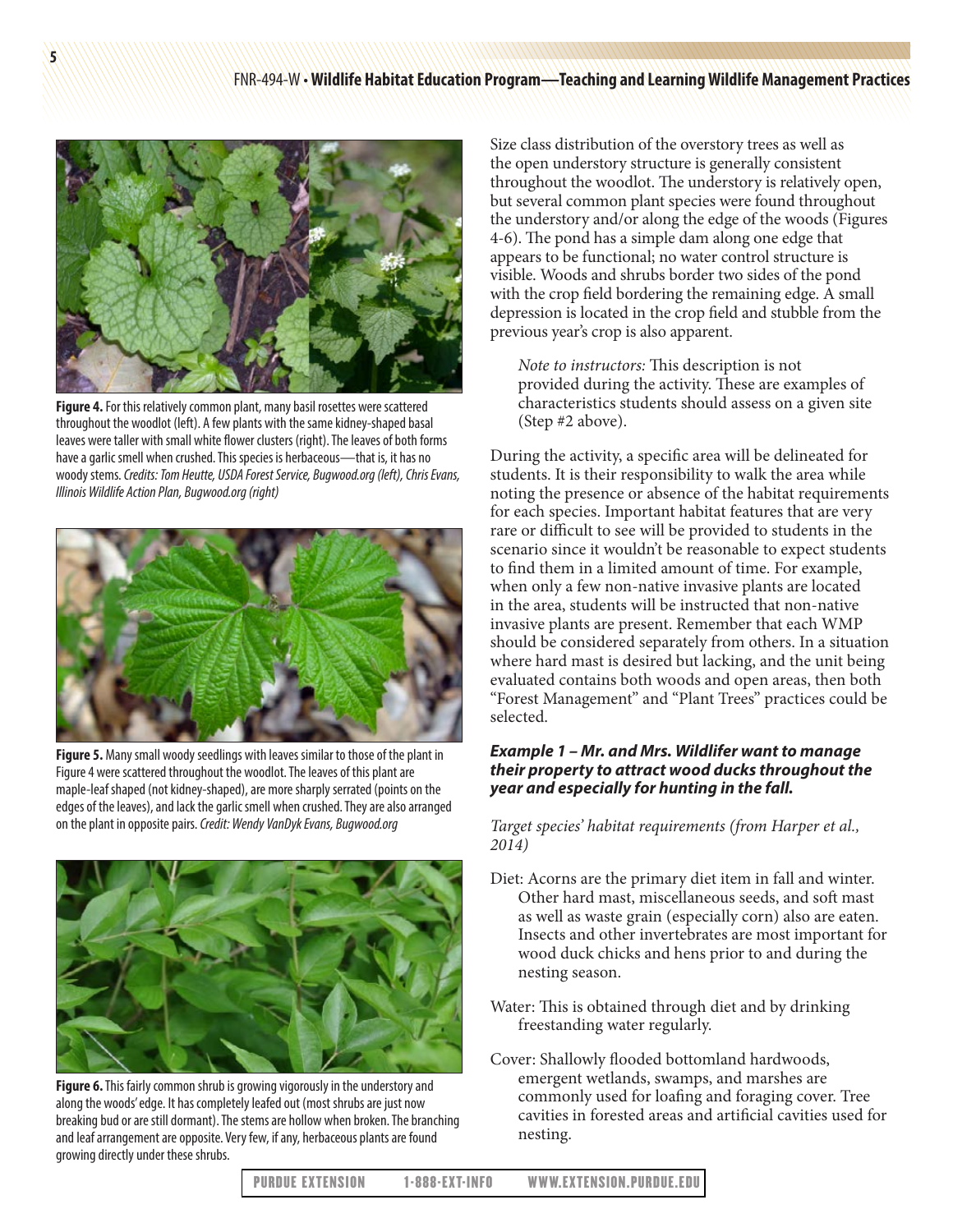**Figure 4.** For this relatively common plant, many basil rosettes were scattered throughout the woodlot (left). A few plants with the same kidney-shaped basal leaves were taller with small white flower clusters (right). The leaves of both forms have a garlic smell when crushed. This species is herbaceous—that is, it has no woody stems. *Credits: Tom Heutte, USDA Forest Service, Bugwood.org (left), Chris Evans, Illinois Wildlife Action Plan, Bugwood.org (right)*

**Figure 5.** Many small woody seedlings with leaves similar to those of the plant in Figure 4 were scattered throughout the woodlot. The leaves of this plant are maple-leaf shaped (not kidney-shaped), are more sharply serrated (points on the edges of the leaves), and lack the garlic smell when crushed. They are also arranged on the plant in opposite pairs. *Credit: Wendy VanDyk Evans, Bugwood.org*

**Figure 6.** This fairly common shrub is growing vigorously in the understory and along the woods' edge. It has completely leafed out (most shrubs are just now breaking bud or are still dormant). The stems are hollow when broken. The branching and leaf arrangement are opposite. Very few, if any, herbaceous plants are found growing directly under these shrubs.

Size class distribution of the overstory trees as well as the open understory structure is generally consistent throughout the woodlot. The understory is relatively open, but several common plant species were found throughout the understory and/or along the edge of the woods (Figures 4-6). The pond has a simple dam along one edge that appears to be functional; no water control structure is visible. Woods and shrubs border two sides of the pond with the crop field bordering the remaining edge. A small depression is located in the crop field and stubble from the previous year's crop is also apparent.

> *Note to instructors:* This description is not provided during the activity. These are examples of characteristics students should assess on a given site (Step #2 above).

During the activity, a specific area will be delineated for students. It is their responsibility to walk the area while noting the presence or absence of the habitat requirements for each species. Important habitat features that are very rare or difficult to see will be provided to students in the scenario since it wouldn't be reasonable to expect students to find them in a limited amount of time. For example, when only a few non-native invasive plants are located in the area, students will be instructed that non-native invasive plants are present. Remember that each WMP should be considered separately from others. In a situation where hard mast is desired but lacking, and the unit being evaluated contains both woods and open areas, then both "Forest Management" and "Plant Trees" practices could be selected.

### *Example 1 – Mr. and Mrs. Wildlifer want to manage their property to attract wood ducks throughout the year and especially for hunting in the fall.*

*Target species' habitat requirements (from Harper et al., 2014)*

Diet: Acorns are the primary diet item in fall and winter. Other hard mast, miscellaneous seeds, and soft mast as well as waste grain (especially corn) also are eaten. Insects and other invertebrates are most important for wood duck chicks and hens prior to and during the nesting season.

Water: This is obtained through diet and by drinking freestanding water regularly.

Cover: Shallowly flooded bottomland hardwoods, emergent wetlands, swamps, and marshes are commonly used for loafing and foraging cover. Tree cavities in forested areas and artificial cavities used for nesting.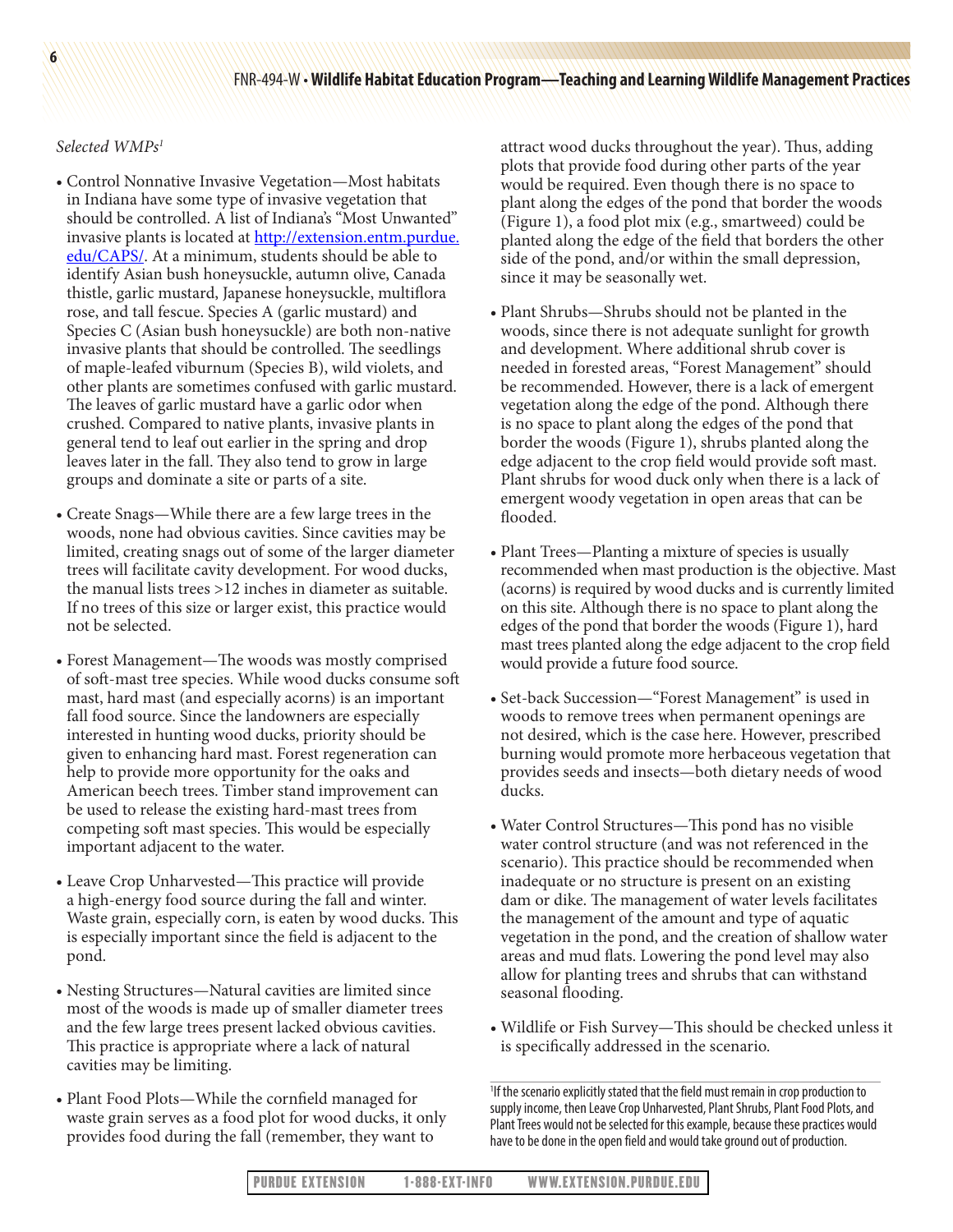*Selected WMPs*[1]

- Control Nonnative Invasive Vegetation—Most habitats in Indiana have some type of invasive vegetation that should be controlled. A list of Indiana's "Most Unwanted" invasive plants is located at [http://extension.entm.purdue.edu/CAPS/](http://extension.entm.purdue.edu/CAPS/). At a minimum, students should be able to identify Asian bush honeysuckle, autumn olive, Canada thistle, garlic mustard, Japanese honeysuckle, multiflora rose, and tall fescue. Species A (garlic mustard) and Species C (Asian bush honeysuckle) are both non-native invasive plants that should be controlled. The seedlings of maple-leafed viburnum (Species B), wild violets, and other plants are sometimes confused with garlic mustard. The leaves of garlic mustard have a garlic odor when crushed. Compared to native plants, invasive plants in general tend to leaf out earlier in the spring and drop leaves later in the fall. They also tend to grow in large groups and dominate a site or parts of a site.
- Create Snags—While there are a few large trees in the woods, none had obvious cavities. Since cavities may be limited, creating snags out of some of the larger diameter trees will facilitate cavity development. For wood ducks, the manual lists trees >12 inches in diameter as suitable. If no trees of this size or larger exist, this practice would not be selected.
- Forest Management—The woods was mostly comprised of soft-mast tree species. While wood ducks consume soft mast, hard mast (and especially acorns) is an important fall food source. Since the landowners are especially interested in hunting wood ducks, priority should be given to enhancing hard mast. Forest regeneration can help to provide more opportunity for the oaks and American beech trees. Timber stand improvement can be used to release the existing hard-mast trees from competing soft mast species. This would be especially important adjacent to the water.
- Leave Crop Unharvested—This practice will provide a high-energy food source during the fall and winter. Waste grain, especially corn, is eaten by wood ducks. This is especially important since the field is adjacent to the pond.
- Nesting Structures—Natural cavities are limited since most of the woods is made up of smaller diameter trees and the few large trees present lacked obvious cavities. This practice is appropriate where a lack of natural cavities may be limiting.
- Plant Food Plots—While the cornfield managed for waste grain serves as a food plot for wood ducks, it only provides food during the fall (remember, they want to attract wood ducks throughout the year). Thus, adding plots that provide food during other parts of the year would be required. Even though there is no space to plant along the edges of the pond that border the woods (Figure 1), a food plot mix (e.g., smartweed) could be planted along the edge of the field that borders the other side of the pond, and/or within the small depression, since it may be seasonally wet.
- Plant Shrubs—Shrubs should not be planted in the woods, since there is not adequate sunlight for growth and development. Where additional shrub cover is needed in forested areas, "Forest Management" should be recommended. However, there is a lack of emergent vegetation along the edge of the pond. Although there is no space to plant along the edges of the pond that border the woods (Figure 1), shrubs planted along the edge adjacent to the crop field would provide soft mast. Plant shrubs for wood duck only when there is a lack of emergent woody vegetation in open areas that can be flooded.
- Plant Trees—Planting a mixture of species is usually recommended when mast production is the objective. Mast (acorns) is required by wood ducks and is currently limited on this site. Although there is no space to plant along the edges of the pond that border the woods (Figure 1), hard mast trees planted along the edge adjacent to the crop field would provide a future food source.
- Set-back Succession—"Forest Management" is used in woods to remove trees when permanent openings are not desired, which is the case here. However, prescribed burning would promote more herbaceous vegetation that provides seeds and insects—both dietary needs of wood ducks.
- Water Control Structures—This pond has no visible water control structure (and was not referenced in the scenario). This practice should be recommended when inadequate or no structure is present on an existing dam or dike. The management of water levels facilitates the management of the amount and type of aquatic vegetation in the pond, and the creation of shallow water areas and mud flats. Lowering the pond level may also allow for planting trees and shrubs that can withstand seasonal flooding.
- Wildlife or Fish Survey—This should be checked unless it is specifically addressed in the scenario.

[1] If the scenario explicitly stated that the field must remain in crop production to supply income, then Leave Crop Unharvested, Plant Shrubs, Plant Food Plots, and Plant Trees would not be selected for this example, because these practices would have to be done in the open field and would take ground out of production.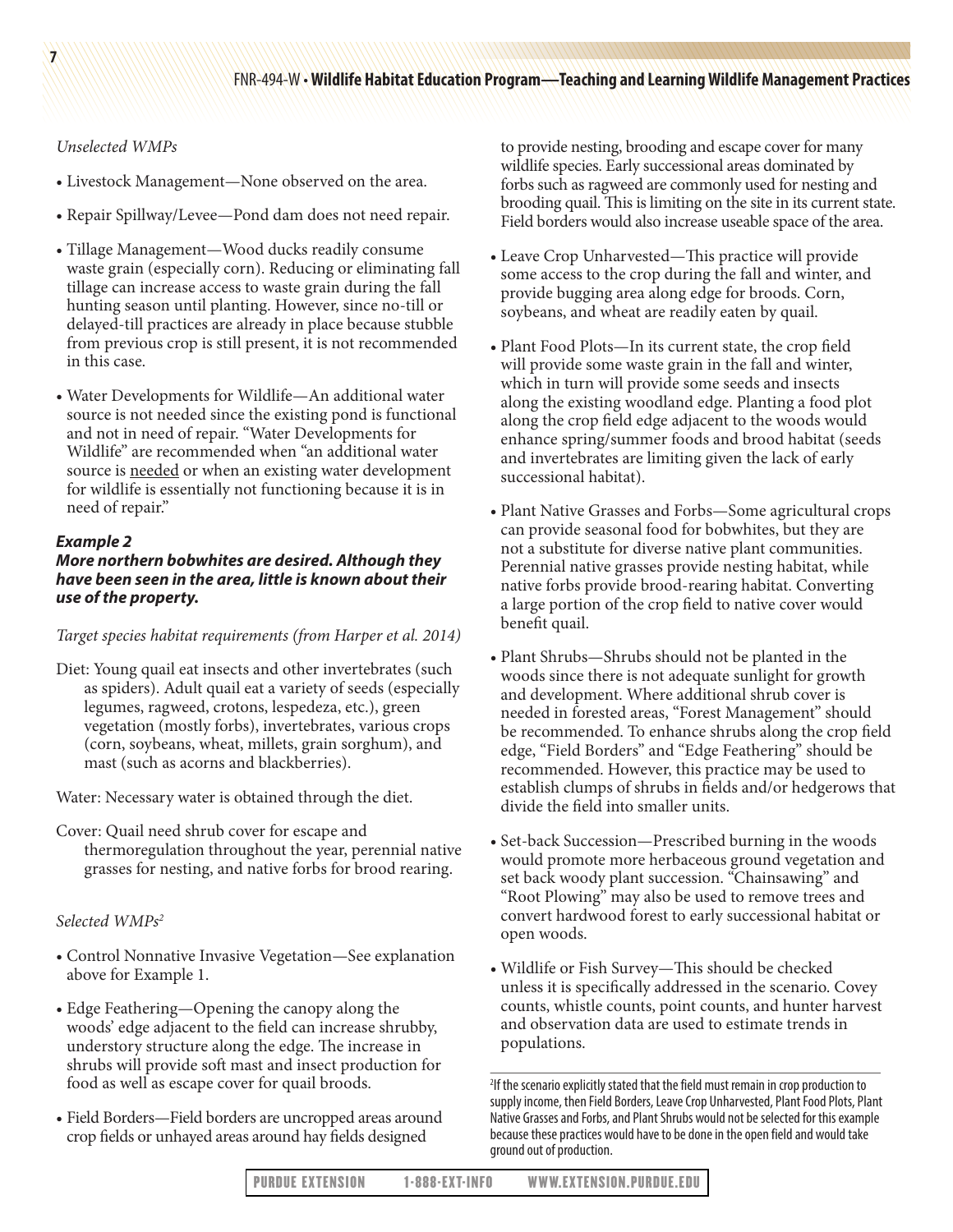*Unselected WMPs*

- Livestock Management—None observed on the area.
- Repair Spillway/Levee—Pond dam does not need repair.
- Tillage Management—Wood ducks readily consume waste grain (especially corn). Reducing or eliminating fall tillage can increase access to waste grain during the fall hunting season until planting. However, since no-till or delayed-till practices are already in place because stubble from previous crop is still present, it is not recommended in this case.
- Water Developments for Wildlife—An additional water source is not needed since the existing pond is functional and not in need of repair. "Water Developments for Wildlife" are recommended when "an additional water source is needed or when an existing water development for wildlife is essentially not functioning because it is in need of repair."

***Example 2***

***More northern bobwhites are desired. Although they have been seen in the area, little is known about their use of the property.***

*Target species habitat requirements (from Harper et al. 2014)*

Diet: Young quail eat insects and other invertebrates (such as spiders). Adult quail eat a variety of seeds (especially legumes, ragweed, crotons, lespedeza, etc.), green vegetation (mostly forbs), invertebrates, various crops (corn, soybeans, wheat, millets, grain sorghum), and mast (such as acorns and blackberries).

Water: Necessary water is obtained through the diet.

Cover: Quail need shrub cover for escape and thermoregulation throughout the year, perennial native grasses for nesting, and native forbs for brood rearing.

*Selected WMPs*[2]

- Control Nonnative Invasive Vegetation—See explanation above for Example 1.
- Edge Feathering—Opening the canopy along the woods' edge adjacent to the field can increase shrubby, understory structure along the edge. The increase in shrubs will provide soft mast and insect production for food as well as escape cover for quail broods.
- Field Borders—Field borders are uncropped areas around crop fields or unhayed areas around hay fields designed to provide nesting, brooding and escape cover for many wildlife species. Early successional areas dominated by forbs such as ragweed are commonly used for nesting and brooding quail. This is limiting on the site in its current state. Field borders would also increase useable space of the area.
- Leave Crop Unharvested—This practice will provide some access to the crop during the fall and winter, and provide bugging area along edge for broods. Corn, soybeans, and wheat are readily eaten by quail.
- Plant Food Plots—In its current state, the crop field will provide some waste grain in the fall and winter, which in turn will provide some seeds and insects along the existing woodland edge. Planting a food plot along the crop field edge adjacent to the woods would enhance spring/summer foods and brood habitat (seeds and invertebrates are limiting given the lack of early successional habitat).
- Plant Native Grasses and Forbs—Some agricultural crops can provide seasonal food for bobwhites, but they are not a substitute for diverse native plant communities. Perennial native grasses provide nesting habitat, while native forbs provide brood-rearing habitat. Converting a large portion of the crop field to native cover would benefit quail.
- Plant Shrubs—Shrubs should not be planted in the woods since there is not adequate sunlight for growth and development. Where additional shrub cover is needed in forested areas, "Forest Management" should be recommended. To enhance shrubs along the crop field edge, "Field Borders" and "Edge Feathering" should be recommended. However, this practice may be used to establish clumps of shrubs in fields and/or hedgerows that divide the field into smaller units.
- Set-back Succession—Prescribed burning in the woods would promote more herbaceous ground vegetation and set back woody plant succession. "Chainsawing" and "Root Plowing" may also be used to remove trees and convert hardwood forest to early successional habitat or open woods.
- Wildlife or Fish Survey—This should be checked unless it is specifically addressed in the scenario. Covey counts, whistle counts, point counts, and hunter harvest and observation data are used to estimate trends in populations.

[2] If the scenario explicitly stated that the field must remain in crop production to supply income, then Field Borders, Leave Crop Unharvested, Plant Food Plots, Plant Native Grasses and Forbs, and Plant Shrubs would not be selected for this example because these practices would have to be done in the open field and would take ground out of production.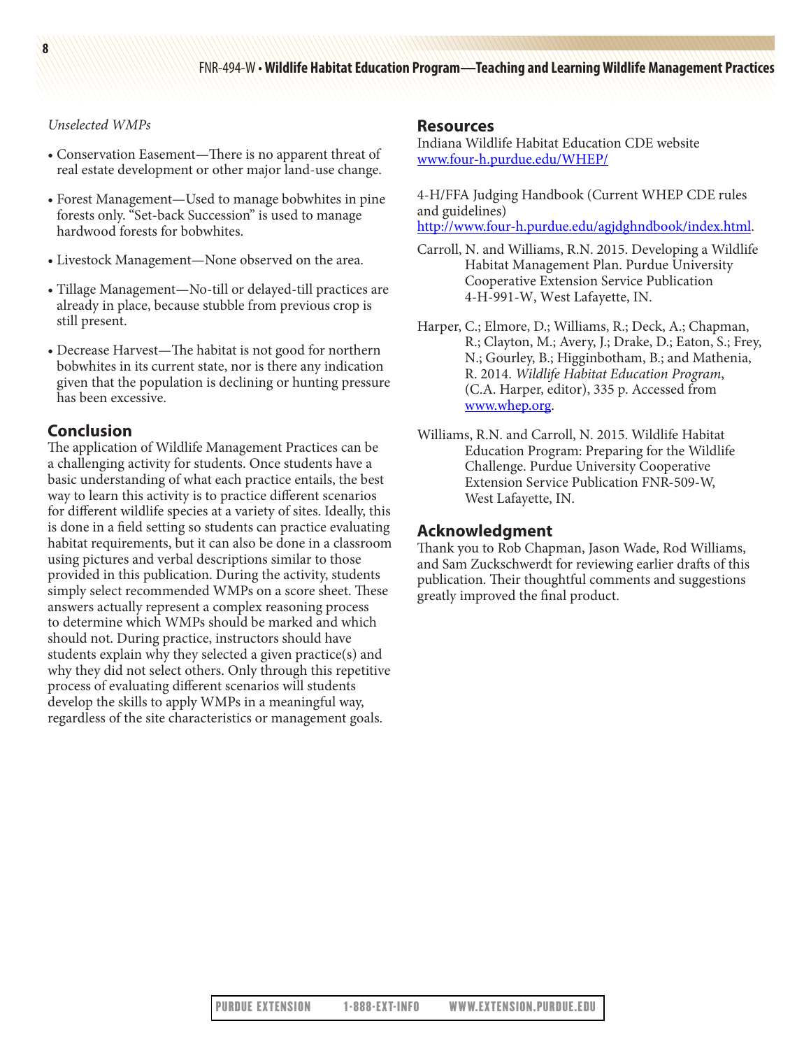*Unselected WMPs*

- Conservation Easement—There is no apparent threat of real estate development or other major land-use change.
- Forest Management—Used to manage bobwhites in pine forests only. "Set-back Succession" is used to manage hardwood forests for bobwhites.
- Livestock Management—None observed on the area.
- Tillage Management—No-till or delayed-till practices are already in place, because stubble from previous crop is still present.
- Decrease Harvest—The habitat is not good for northern bobwhites in its current state, nor is there any indication given that the population is declining or hunting pressure has been excessive.

## Conclusion

The application of Wildlife Management Practices can be a challenging activity for students. Once students have a basic understanding of what each practice entails, the best way to learn this activity is to practice different scenarios for different wildlife species at a variety of sites. Ideally, this is done in a field setting so students can practice evaluating habitat requirements, but it can also be done in a classroom using pictures and verbal descriptions similar to those provided in this publication. During the activity, students simply select recommended WMPs on a score sheet. These answers actually represent a complex reasoning process to determine which WMPs should be marked and which should not. During practice, instructors should have students explain why they selected a given practice(s) and why they did not select others. Only through this repetitive process of evaluating different scenarios will students develop the skills to apply WMPs in a meaningful way, regardless of the site characteristics or management goals.

## Resources

Indiana Wildlife Habitat Education CDE website
www.four-h.purdue.edu/WHEP/

4-H/FFA Judging Handbook (Current WHEP CDE rules and guidelines)
http://www.four-h.purdue.edu/agjdghndbook/index.html.

Carroll, N. and Williams, R.N. 2015. Developing a Wildlife Habitat Management Plan. Purdue University Cooperative Extension Service Publication 4-H-991-W, West Lafayette, IN.

Harper, C.; Elmore, D.; Williams, R.; Deck, A.; Chapman, R.; Clayton, M.; Avery, J.; Drake, D.; Eaton, S.; Frey, N.; Gourley, B.; Higginbotham, B.; and Mathenia, R. 2014. *Wildlife Habitat Education Program*, (C.A. Harper, editor), 335 p. Accessed from www.whep.org.

Williams, R.N. and Carroll, N. 2015. Wildlife Habitat Education Program: Preparing for the Wildlife Challenge. Purdue University Cooperative Extension Service Publication FNR-509-W, West Lafayette, IN.

## Acknowledgment

Thank you to Rob Chapman, Jason Wade, Rod Williams, and Sam Zuckschwerdt for reviewing earlier drafts of this publication. Their thoughtful comments and suggestions greatly improved the final product.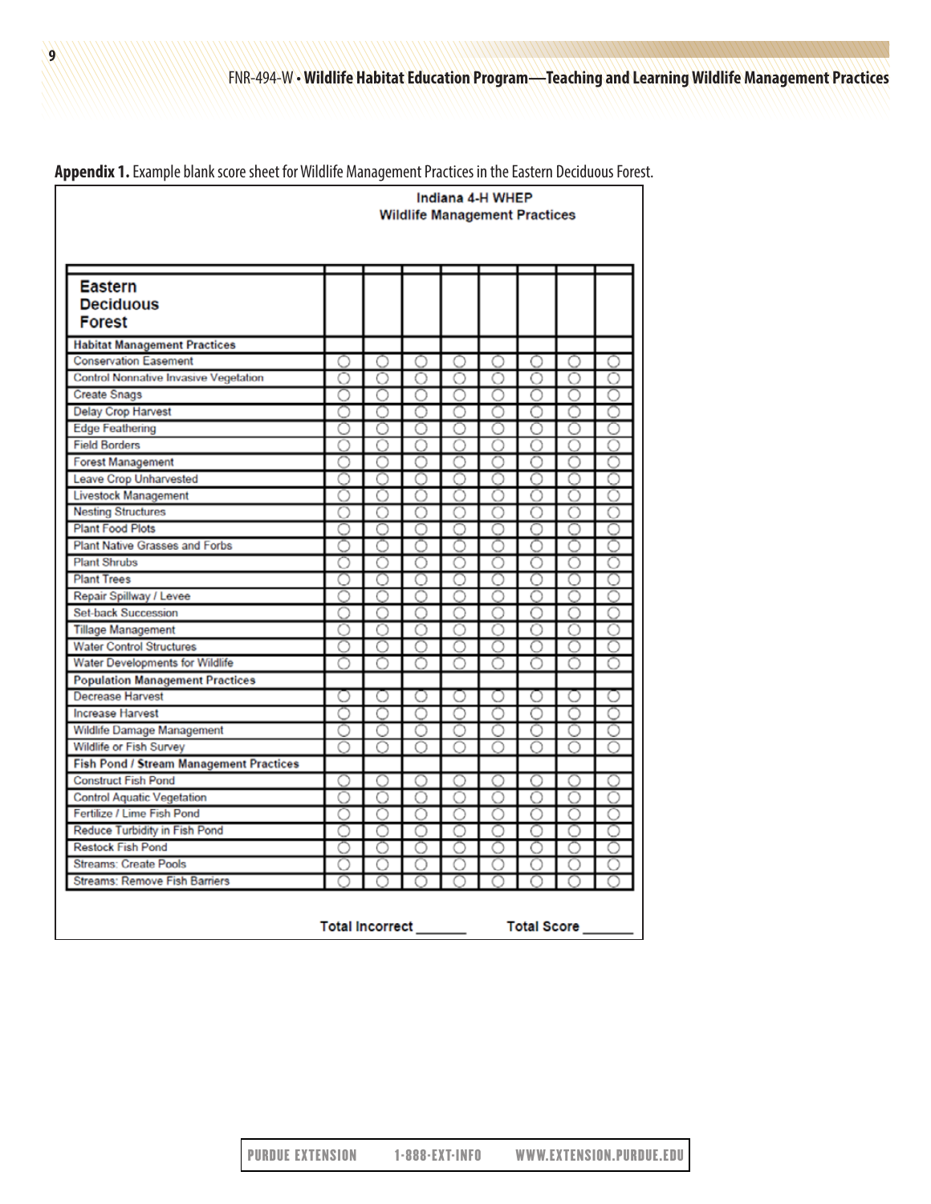**Appendix 1.** Example blank score sheet for Wildlife Management Practices in the Eastern Deciduous Forest.

**Indiana 4-H WHEP**
**Wildlife Management Practices**

| Eastern Deciduous Forest | | | | | | | | |
|---|---|---|---|---|---|---|---|---|
| **Habitat Management Practices** | | | | | | | | |
| Conservation Easement | ○ | ○ | ○ | ○ | ○ | ○ | ○ | ○ |
| Control Nonnative Invasive Vegetation | ○ | ○ | ○ | ○ | ○ | ○ | ○ | ○ |
| Create Snags | ○ | ○ | ○ | ○ | ○ | ○ | ○ | ○ |
| Delay Crop Harvest | ○ | ○ | ○ | ○ | ○ | ○ | ○ | ○ |
| Edge Feathering | ○ | ○ | ○ | ○ | ○ | ○ | ○ | ○ |
| Field Borders | ○ | ○ | ○ | ○ | ○ | ○ | ○ | ○ |
| Forest Management | ○ | ○ | ○ | ○ | ○ | ○ | ○ | ○ |
| Leave Crop Unharvested | ○ | ○ | ○ | ○ | ○ | ○ | ○ | ○ |
| Livestock Management | ○ | ○ | ○ | ○ | ○ | ○ | ○ | ○ |
| Nesting Structures | ○ | ○ | ○ | ○ | ○ | ○ | ○ | ○ |
| Plant Food Plots | ○ | ○ | ○ | ○ | ○ | ○ | ○ | ○ |
| Plant Native Grasses and Forbs | ○ | ○ | ○ | ○ | ○ | ○ | ○ | ○ |
| Plant Shrubs | ○ | ○ | ○ | ○ | ○ | ○ | ○ | ○ |
| Plant Trees | ○ | ○ | ○ | ○ | ○ | ○ | ○ | ○ |
| Repair Spillway / Levee | ○ | ○ | ○ | ○ | ○ | ○ | ○ | ○ |
| Set-back Succession | ○ | ○ | ○ | ○ | ○ | ○ | ○ | ○ |
| Tillage Management | ○ | ○ | ○ | ○ | ○ | ○ | ○ | ○ |
| Water Control Structures | ○ | ○ | ○ | ○ | ○ | ○ | ○ | ○ |
| Water Developments for Wildlife | ○ | ○ | ○ | ○ | ○ | ○ | ○ | ○ |
| **Population Management Practices** | | | | | | | | |
| Decrease Harvest | ○ | ○ | ○ | ○ | ○ | ○ | ○ | ○ |
| Increase Harvest | ○ | ○ | ○ | ○ | ○ | ○ | ○ | ○ |
| Wildlife Damage Management | ○ | ○ | ○ | ○ | ○ | ○ | ○ | ○ |
| Wildlife or Fish Survey | ○ | ○ | ○ | ○ | ○ | ○ | ○ | ○ |
| **Fish Pond / Stream Management Practices** | | | | | | | | |
| Construct Fish Pond | ○ | ○ | ○ | ○ | ○ | ○ | ○ | ○ |
| Control Aquatic Vegetation | ○ | ○ | ○ | ○ | ○ | ○ | ○ | ○ |
| Fertilize / Lime Fish Pond | ○ | ○ | ○ | ○ | ○ | ○ | ○ | ○ |
| Reduce Turbidity in Fish Pond | ○ | ○ | ○ | ○ | ○ | ○ | ○ | ○ |
| Restock Fish Pond | ○ | ○ | ○ | ○ | ○ | ○ | ○ | ○ |
| Streams: Create Pools | ○ | ○ | ○ | ○ | ○ | ○ | ○ | ○ |
| Streams: Remove Fish Barriers | ○ | ○ | ○ | ○ | ○ | ○ | ○ | ○ |

**Total Incorrect** _______ **Total Score** _______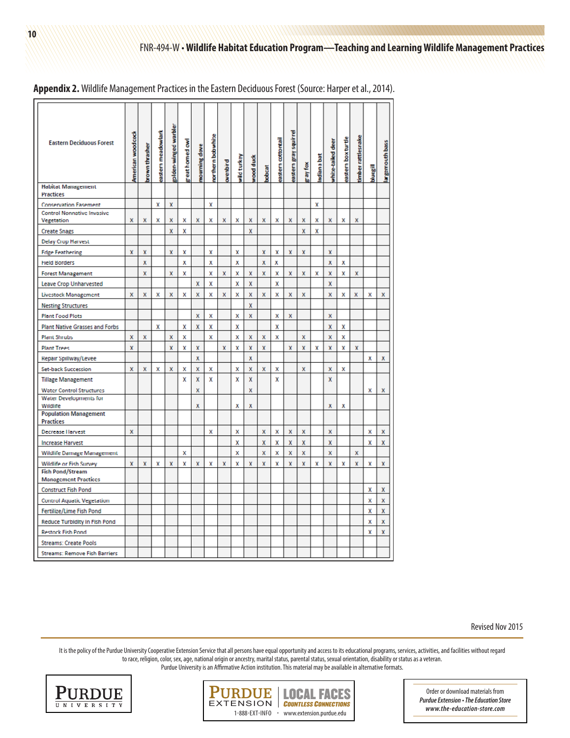**Appendix 2.** Wildlife Management Practices in the Eastern Deciduous Forest (Source: Harper et al., 2014).

| Eastern Deciduous Forest | American woodcock | brown thrasher | eastern meadowlark | golden-winged warbler | great horned owl | mourning dove | northern bobwhite | ovenbird | wild turkey | wood duck | bobcat | eastern cottontail | eastern gray squirrel | gray fox | Indiana bat | white-tailed deer | eastern box turtle | timber rattlesnake | bluegill | largemouth bass |
|---|---|---|---|---|---|---|---|---|---|---|---|---|---|---|---|---|---|---|---|---|
| **Habitat Management Practices** | | | | | | | | | | | | | | | | | | | | |
| Conservation Easement | | | x | x | | | x | | | | | | | | x | | | | | |
| Control Nonnative Invasive Vegetation | x | x | x | x | x | x | x | x | x | x | x | x | x | x | x | x | x | x | | |
| Create Snags | | | | x | x | | | | | x | | | | x | x | | | | | |
| Delay Crop Harvest | | | | | | | | | | | | | | | | | | | | |
| Edge Feathering | x | x | | x | x | | x | | x | | x | x | x | x | | x | | | | |
| Field Borders | | x | | | x | | x | | x | | x | x | | | | x | x | | | |
| Forest Management | | x | | x | x | | x | x | x | x | x | x | x | x | x | x | x | x | | |
| Leave Crop Unharvested | | | | | | x | x | | x | x | | x | | | | x | | | | |
| Livestock Management | x | x | x | x | x | x | x | x | x | x | x | x | x | x | | x | x | x | x | x |
| Nesting Structures | | | | | | | | | | x | | | | | | | | | | |
| Plant Food Plots | | | | | | x | x | | x | x | | x | x | | | x | | | | |
| Plant Native Grasses and Forbs | | | x | | x | x | x | | x | | | x | | | | x | x | | | |
| Plant Shrubs | x | x | | x | x | | x | | x | x | x | x | | x | | x | x | | | |
| Plant Trees | x | | | x | x | x | | x | x | x | x | | x | x | x | x | x | x | | |
| Repair Spillway/Levee | | | | | | x | | | | x | | | | | | | | | x | x |
| Set-back Succession | x | x | x | x | x | x | x | | x | x | x | x | | x | | x | x | | | |
| Tillage Management | | | | | x | x | x | | x | x | | x | | | | x | | | | |
| Water Control Structures | | | | | | x | | | | x | | | | | | | | | x | x |
| Water Developments for Wildlife | | | | | | x | | | x | x | | | | | | x | x | | | |
| **Population Management Practices** | | | | | | | | | | | | | | | | | | | | |
| Decrease Harvest | x | | | | | | x | | x | | x | x | x | x | | x | | | x | x |
| Increase Harvest | | | | | | | | | x | | x | x | x | x | | x | | | x | x |
| Wildlife Damage Management | | | | | x | | | | x | | x | x | x | x | | x | | x | | |
| Wildlife or Fish Survey | x | x | x | x | x | x | x | x | x | x | x | x | x | x | x | x | x | x | x | x |
| **Fish Pond/Stream Management Practices** | | | | | | | | | | | | | | | | | | | | |
| Construct Fish Pond | | | | | | | | | | | | | | | | | | | x | x |
| Control Aquatic Vegetation | | | | | | | | | | | | | | | | | | | x | x |
| Fertilize/Lime Fish Pond | | | | | | | | | | | | | | | | | | | x | x |
| Reduce Turbidity in Fish Pond | | | | | | | | | | | | | | | | | | | x | x |
| Restock Fish Pond | | | | | | | | | | | | | | | | | | | x | x |
| Streams: Create Pools | | | | | | | | | | | | | | | | | | | | |
| Streams: Remove Fish Barriers | | | | | | | | | | | | | | | | | | | | |

Revised Nov 2015

It is the policy of the Purdue University Cooperative Extension Service that all persons have equal opportunity and access to its educational programs, services, activities, and facilities without regard to race, religion, color, sex, age, national origin or ancestry, marital status, parental status, sexual orientation, disability or status as a veteran.
Purdue University is an Affirmative Action institution. This material may be available in alternative formats.

PURDUE UNIVERSITY

PURDUE EXTENSION | LOCAL FACES *COUNTLESS CONNECTIONS*
1-888-EXT-INFO • www.extension.purdue.edu

Order or download materials from
*Purdue Extension • The Education Store*
*www.the-education-store.com*